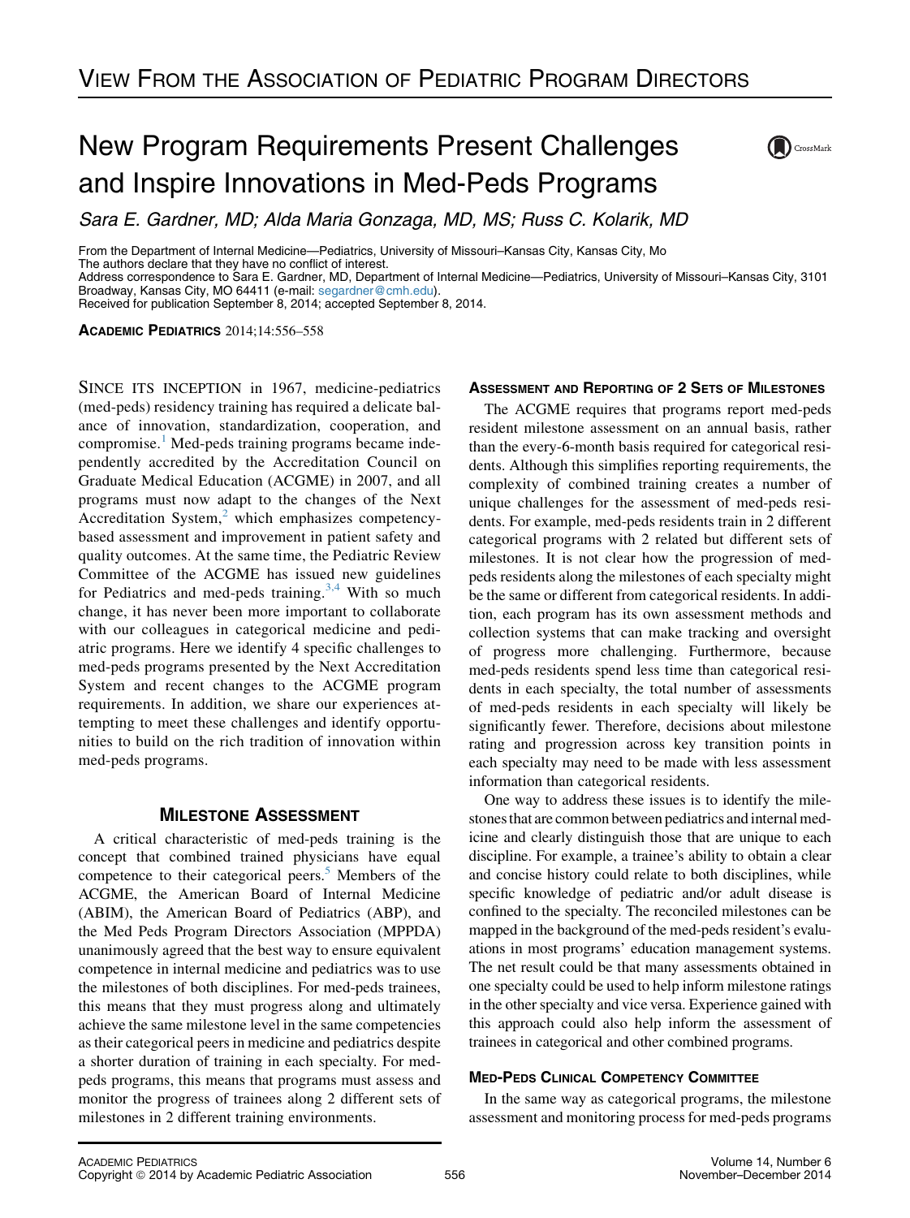# New Program Requirements Present Challenges and Inspire Innovations in Med-Peds Programs

*Sara E. Gardner, MD; Alda Maria Gonzaga, MD, MS; Russ C. Kolarik, MD*

From the Department of Internal Medicine—Pediatrics, University of Missouri–Kansas City, Kansas City, Mo
The authors declare that they have no conflict of interest.
Address correspondence to Sara E. Gardner, MD, Department of Internal Medicine—Pediatrics, University of Missouri–Kansas City, 3101 Broadway, Kansas City, MO 64411 (e-mail: segardner@cmh.edu).
Received for publication September 8, 2014; accepted September 8, 2014.

**ACADEMIC PEDIATRICS** 2014;14:556–558

SINCE ITS INCEPTION in 1967, medicine-pediatrics (med-peds) residency training has required a delicate balance of innovation, standardization, cooperation, and compromise.[1] Med-peds training programs became independently accredited by the Accreditation Council on Graduate Medical Education (ACGME) in 2007, and all programs must now adapt to the changes of the Next Accreditation System,[2] which emphasizes competency-based assessment and improvement in patient safety and quality outcomes. At the same time, the Pediatric Review Committee of the ACGME has issued new guidelines for Pediatrics and med-peds training.[3,4] With so much change, it has never been more important to collaborate with our colleagues in categorical medicine and pediatric programs. Here we identify 4 specific challenges to med-peds programs presented by the Next Accreditation System and recent changes to the ACGME program requirements. In addition, we share our experiences attempting to meet these challenges and identify opportunities to build on the rich tradition of innovation within med-peds programs.

## Milestone Assessment

A critical characteristic of med-peds training is the concept that combined trained physicians have equal competence to their categorical peers.[5] Members of the ACGME, the American Board of Internal Medicine (ABIM), the American Board of Pediatrics (ABP), and the Med Peds Program Directors Association (MPPDA) unanimously agreed that the best way to ensure equivalent competence in internal medicine and pediatrics was to use the milestones of both disciplines. For med-peds trainees, this means that they must progress along and ultimately achieve the same milestone level in the same competencies as their categorical peers in medicine and pediatrics despite a shorter duration of training in each specialty. For med-peds programs, this means that programs must assess and monitor the progress of trainees along 2 different sets of milestones in 2 different training environments.

### Assessment and Reporting of 2 Sets of Milestones

The ACGME requires that programs report med-peds resident milestone assessment on an annual basis, rather than the every-6-month basis required for categorical residents. Although this simplifies reporting requirements, the complexity of combined training creates a number of unique challenges for the assessment of med-peds residents. For example, med-peds residents train in 2 different categorical programs with 2 related but different sets of milestones. It is not clear how the progression of med-peds residents along the milestones of each specialty might be the same or different from categorical residents. In addition, each program has its own assessment methods and collection systems that can make tracking and oversight of progress more challenging. Furthermore, because med-peds residents spend less time than categorical residents in each specialty, the total number of assessments of med-peds residents in each specialty will likely be significantly fewer. Therefore, decisions about milestone rating and progression across key transition points in each specialty may need to be made with less assessment information than categorical residents.

One way to address these issues is to identify the milestones that are common between pediatrics and internal medicine and clearly distinguish those that are unique to each discipline. For example, a trainee's ability to obtain a clear and concise history could relate to both disciplines, while specific knowledge of pediatric and/or adult disease is confined to the specialty. The reconciled milestones can be mapped in the background of the med-peds resident's evaluations in most programs' education management systems. The net result could be that many assessments obtained in one specialty could be used to help inform milestone ratings in the other specialty and vice versa. Experience gained with this approach could also help inform the assessment of trainees in categorical and other combined programs.

### Med-Peds Clinical Competency Committee

In the same way as categorical programs, the milestone assessment and monitoring process for med-peds programs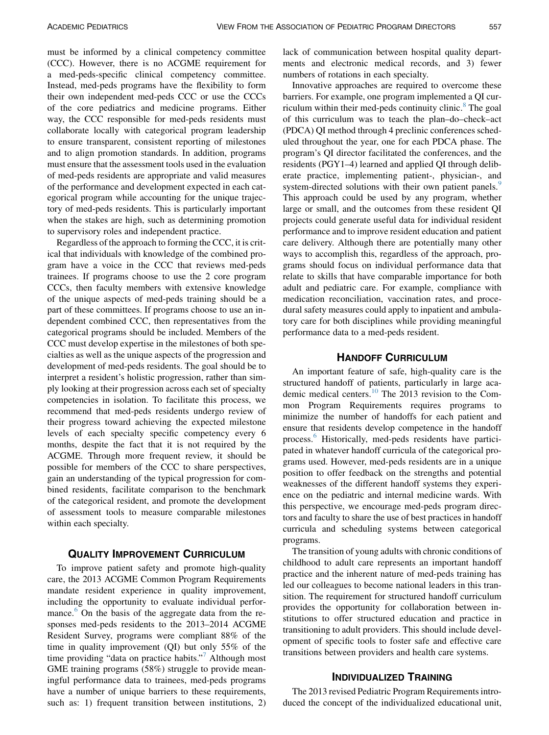must be informed by a clinical competency committee (CCC). However, there is no ACGME requirement for a med-peds-specific clinical competency committee. Instead, med-peds programs have the flexibility to form their own independent med-peds CCC or use the CCCs of the core pediatrics and medicine programs. Either way, the CCC responsible for med-peds residents must collaborate locally with categorical program leadership to ensure transparent, consistent reporting of milestones and to align promotion standards. In addition, programs must ensure that the assessment tools used in the evaluation of med-peds residents are appropriate and valid measures of the performance and development expected in each categorical program while accounting for the unique trajectory of med-peds residents. This is particularly important when the stakes are high, such as determining promotion to supervisory roles and independent practice.

Regardless of the approach to forming the CCC, it is critical that individuals with knowledge of the combined program have a voice in the CCC that reviews med-peds trainees. If programs choose to use the 2 core program CCCs, then faculty members with extensive knowledge of the unique aspects of med-peds training should be a part of these committees. If programs choose to use an independent combined CCC, then representatives from the categorical programs should be included. Members of the CCC must develop expertise in the milestones of both specialties as well as the unique aspects of the progression and development of med-peds residents. The goal should be to interpret a resident's holistic progression, rather than simply looking at their progression across each set of specialty competencies in isolation. To facilitate this process, we recommend that med-peds residents undergo review of their progress toward achieving the expected milestone levels of each specialty specific competency every 6 months, despite the fact that it is not required by the ACGME. Through more frequent review, it should be possible for members of the CCC to share perspectives, gain an understanding of the typical progression for combined residents, facilitate comparison to the benchmark of the categorical resident, and promote the development of assessment tools to measure comparable milestones within each specialty.

## Quality Improvement Curriculum

To improve patient safety and promote high-quality care, the 2013 ACGME Common Program Requirements mandate resident experience in quality improvement, including the opportunity to evaluate individual performance.[6] On the basis of the aggregate data from the responses med-peds residents to the 2013–2014 ACGME Resident Survey, programs were compliant 88% of the time in quality improvement (QI) but only 55% of the time providing "data on practice habits."[7] Although most GME training programs (58%) struggle to provide meaningful performance data to trainees, med-peds programs have a number of unique barriers to these requirements, such as: 1) frequent transition between institutions, 2) lack of communication between hospital quality departments and electronic medical records, and 3) fewer numbers of rotations in each specialty.

Innovative approaches are required to overcome these barriers. For example, one program implemented a QI curriculum within their med-peds continuity clinic.[8] The goal of this curriculum was to teach the plan–do–check–act (PDCA) QI method through 4 preclinic conferences scheduled throughout the year, one for each PDCA phase. The program's QI director facilitated the conferences, and the residents (PGY1–4) learned and applied QI through deliberate practice, implementing patient-, physician-, and system-directed solutions with their own patient panels.[9] This approach could be used by any program, whether large or small, and the outcomes from these resident QI projects could generate useful data for individual resident performance and to improve resident education and patient care delivery. Although there are potentially many other ways to accomplish this, regardless of the approach, programs should focus on individual performance data that relate to skills that have comparable importance for both adult and pediatric care. For example, compliance with medication reconciliation, vaccination rates, and procedural safety measures could apply to inpatient and ambulatory care for both disciplines while providing meaningful performance data to a med-peds resident.

## Handoff Curriculum

An important feature of safe, high-quality care is the structured handoff of patients, particularly in large academic medical centers.[10] The 2013 revision to the Common Program Requirements requires programs to minimize the number of handoffs for each patient and ensure that residents develop competence in the handoff process.[6] Historically, med-peds residents have participated in whatever handoff curricula of the categorical programs used. However, med-peds residents are in a unique position to offer feedback on the strengths and potential weaknesses of the different handoff systems they experience on the pediatric and internal medicine wards. With this perspective, we encourage med-peds program directors and faculty to share the use of best practices in handoff curricula and scheduling systems between categorical programs.

The transition of young adults with chronic conditions of childhood to adult care represents an important handoff practice and the inherent nature of med-peds training has led our colleagues to become national leaders in this transition. The requirement for structured handoff curriculum provides the opportunity for collaboration between institutions to offer structured education and practice in transitioning to adult providers. This should include development of specific tools to foster safe and effective care transitions between providers and health care systems.

## Individualized Training

The 2013 revised Pediatric Program Requirements introduced the concept of the individualized educational unit,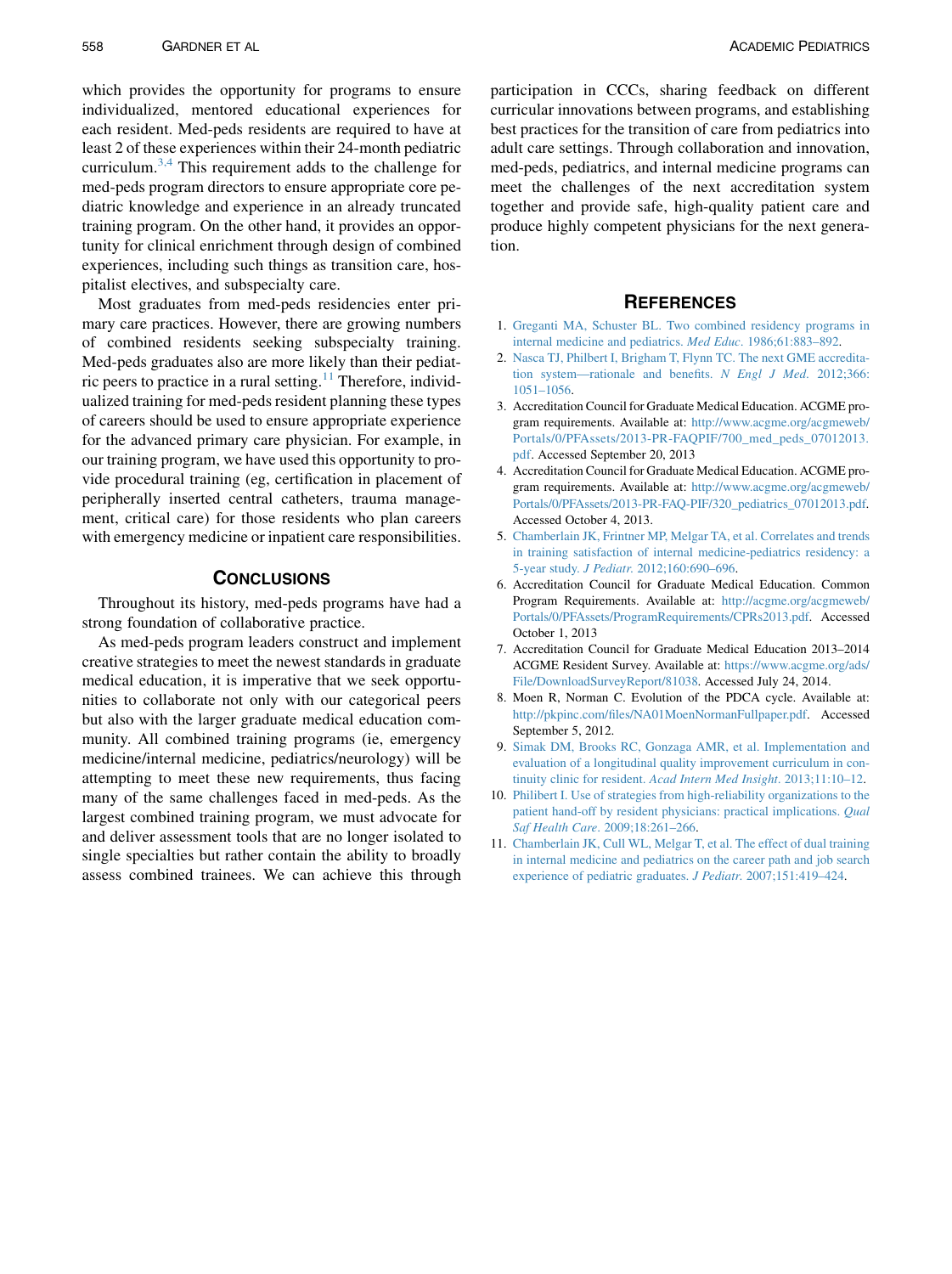which provides the opportunity for programs to ensure individualized, mentored educational experiences for each resident. Med-peds residents are required to have at least 2 of these experiences within their 24-month pediatric curriculum.[3,4] This requirement adds to the challenge for med-peds program directors to ensure appropriate core pediatric knowledge and experience in an already truncated training program. On the other hand, it provides an opportunity for clinical enrichment through design of combined experiences, including such things as transition care, hospitalist electives, and subspecialty care.

Most graduates from med-peds residencies enter primary care practices. However, there are growing numbers of combined residents seeking subspecialty training. Med-peds graduates also are more likely than their pediatric peers to practice in a rural setting.[11] Therefore, individualized training for med-peds resident planning these types of careers should be used to ensure appropriate experience for the advanced primary care physician. For example, in our training program, we have used this opportunity to provide procedural training (eg, certification in placement of peripherally inserted central catheters, trauma management, critical care) for those residents who plan careers with emergency medicine or inpatient care responsibilities.

## Conclusions

Throughout its history, med-peds programs have had a strong foundation of collaborative practice.

As med-peds program leaders construct and implement creative strategies to meet the newest standards in graduate medical education, it is imperative that we seek opportunities to collaborate not only with our categorical peers but also with the larger graduate medical education community. All combined training programs (ie, emergency medicine/internal medicine, pediatrics/neurology) will be attempting to meet these new requirements, thus facing many of the same challenges faced in med-peds. As the largest combined training program, we must advocate for and deliver assessment tools that are no longer isolated to single specialties but rather contain the ability to broadly assess combined trainees. We can achieve this through participation in CCCs, sharing feedback on different curricular innovations between programs, and establishing best practices for the transition of care from pediatrics into adult care settings. Through collaboration and innovation, med-peds, pediatrics, and internal medicine programs can meet the challenges of the next accreditation system together and provide safe, high-quality patient care and produce highly competent physicians for the next generation.

## References

1. Greganti MA, Schuster BL. Two combined residency programs in internal medicine and pediatrics. *Med Educ*. 1986;61:883–892.
2. Nasca TJ, Philbert I, Brigham T, Flynn TC. The next GME accreditation system—rationale and benefits. *N Engl J Med*. 2012;366: 1051–1056.
3. Accreditation Council for Graduate Medical Education. ACGME program requirements. Available at: http://www.acgme.org/acgmeweb/Portals/0/PFAssets/2013-PR-FAQPIF/700_med_peds_07012013.pdf. Accessed September 20, 2013
4. Accreditation Council for Graduate Medical Education. ACGME program requirements. Available at: http://www.acgme.org/acgmeweb/Portals/0/PFAssets/2013-PR-FAQ-PIF/320_pediatrics_07012013.pdf. Accessed October 4, 2013.
5. Chamberlain JK, Frintner MP, Melgar TA, et al. Correlates and trends in training satisfaction of internal medicine-pediatrics residency: a 5-year study. *J Pediatr*. 2012;160:690–696.
6. Accreditation Council for Graduate Medical Education. Common Program Requirements. Available at: http://acgme.org/acgmeweb/Portals/0/PFAssets/ProgramRequirements/CPRs2013.pdf. Accessed October 1, 2013
7. Accreditation Council for Graduate Medical Education 2013–2014 ACGME Resident Survey. Available at: https://www.acgme.org/ads/File/DownloadSurveyReport/81038. Accessed July 24, 2014.
8. Moen R, Norman C. Evolution of the PDCA cycle. Available at: http://pkpinc.com/files/NA01MoenNormanFullpaper.pdf. Accessed September 5, 2012.
9. Simak DM, Brooks RC, Gonzaga AMR, et al. Implementation and evaluation of a longitudinal quality improvement curriculum in continuity clinic for resident. *Acad Intern Med Insight*. 2013;11:10–12.
10. Philibert I. Use of strategies from high-reliability organizations to the patient hand-off by resident physicians: practical implications. *Qual Saf Health Care*. 2009;18:261–266.
11. Chamberlain JK, Cull WL, Melgar T, et al. The effect of dual training in internal medicine and pediatrics on the career path and job search experience of pediatric graduates. *J Pediatr*. 2007;151:419–424.